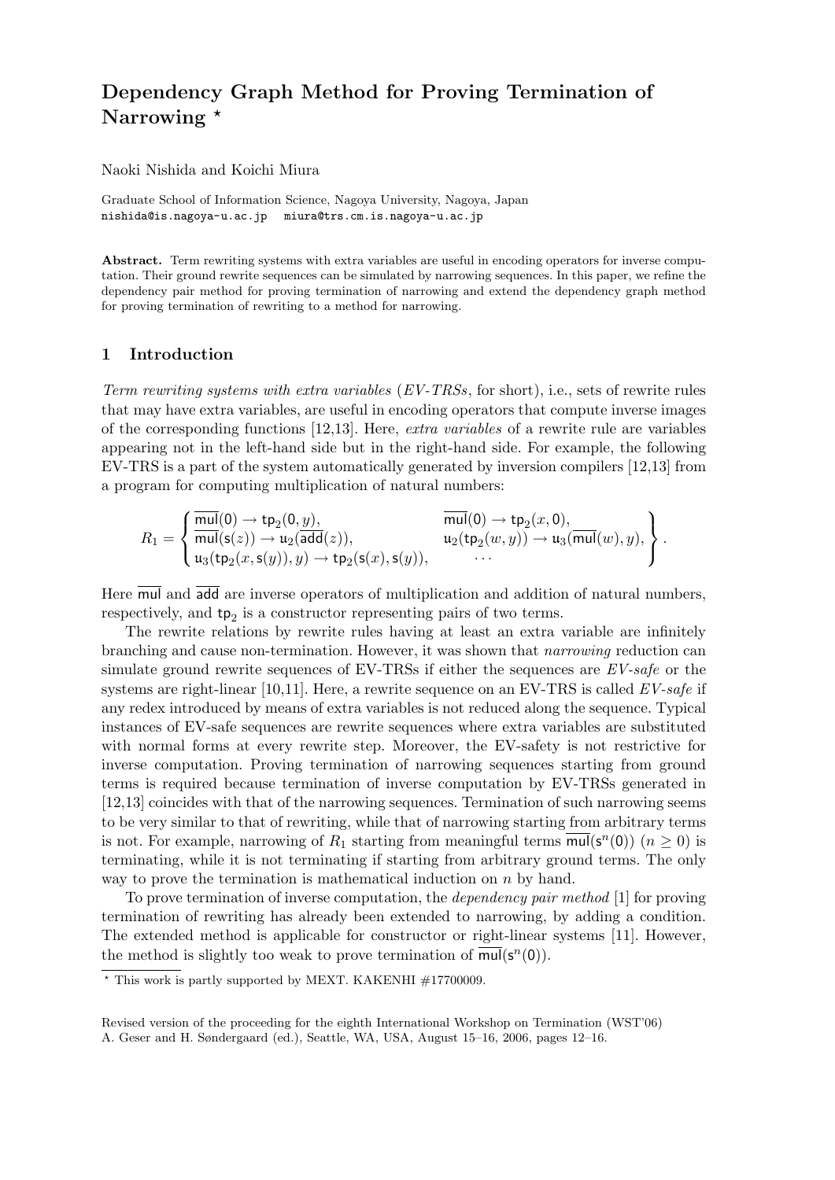# Dependency Graph Method for Proving Termination of Narrowing *

Naoki Nishida and Koichi Miura

Graduate School of Information Science, Nagoya University, Nagoya, Japan
nishida@is.nagoya-u.ac.jp miura@trs.cm.is.nagoya-u.ac.jp

**Abstract.** Term rewriting systems with extra variables are useful in encoding operators for inverse computation. Their ground rewrite sequences can be simulated by narrowing sequences. In this paper, we refine the dependency pair method for proving termination of narrowing and extend the dependency graph method for proving termination of rewriting to a method for narrowing.

## 1 Introduction

*Term rewriting systems with extra variables* (*EV-TRSs*, for short), i.e., sets of rewrite rules that may have extra variables, are useful in encoding operators that compute inverse images of the corresponding functions [12,13]. Here, *extra variables* of a rewrite rule are variables appearing not in the left-hand side but in the right-hand side. For example, the following EV-TRS is a part of the system automatically generated by inversion compilers [12,13] from a program for computing multiplication of natural numbers:

$$R_1 = \left\{ \begin{array}{ll} \overline{\mathsf{mul}}(\mathsf{0}) \to \mathsf{tp}_2(\mathsf{0}, y), & \overline{\mathsf{mul}}(\mathsf{0}) \to \mathsf{tp}_2(x, \mathsf{0}), \\ \overline{\mathsf{mul}}(\mathsf{s}(z)) \to \mathsf{u}_2(\overline{\mathsf{add}}(z)), & \mathsf{u}_2(\mathsf{tp}_2(w, y)) \to \mathsf{u}_3(\overline{\mathsf{mul}}(w), y), \\ \mathsf{u}_3(\mathsf{tp}_2(x, \mathsf{s}(y)), y) \to \mathsf{tp}_2(\mathsf{s}(x), \mathsf{s}(y)), & \cdots \end{array} \right\}.$$

Here $\overline{\mathsf{mul}}$ and $\overline{\mathsf{add}}$ are inverse operators of multiplication and addition of natural numbers, respectively, and $\mathsf{tp}_2$ is a constructor representing pairs of two terms.

The rewrite relations by rewrite rules having at least an extra variable are infinitely branching and cause non-termination. However, it was shown that *narrowing* reduction can simulate ground rewrite sequences of EV-TRSs if either the sequences are *EV-safe* or the systems are right-linear [10,11]. Here, a rewrite sequence on an EV-TRS is called *EV-safe* if any redex introduced by means of extra variables is not reduced along the sequence. Typical instances of EV-safe sequences are rewrite sequences where extra variables are substituted with normal forms at every rewrite step. Moreover, the EV-safety is not restrictive for inverse computation. Proving termination of narrowing sequences starting from ground terms is required because termination of inverse computation by EV-TRSs generated in [12,13] coincides with that of the narrowing sequences. Termination of such narrowing seems to be very similar to that of rewriting, while that of narrowing starting from arbitrary terms is not. For example, narrowing of $R_1$ starting from meaningful terms $\overline{\mathsf{mul}}(\mathsf{s}^n(\mathsf{0}))$ $(n \geq 0)$ is terminating, while it is not terminating if starting from arbitrary ground terms. The only way to prove the termination is mathematical induction on $n$ by hand.

To prove termination of inverse computation, the *dependency pair method* [1] for proving termination of rewriting has already been extended to narrowing, by adding a condition. The extended method is applicable for constructor or right-linear systems [11]. However, the method is slightly too weak to prove termination of $\overline{\mathsf{mul}}(\mathsf{s}^n(\mathsf{0}))$.

* This work is partly supported by MEXT. KAKENHI #17700009.

Revised version of the proceeding for the eighth International Workshop on Termination (WST'06)
A. Geser and H. Søndergaard (ed.), Seattle, WA, USA, August 15–16, 2006, pages 12–16.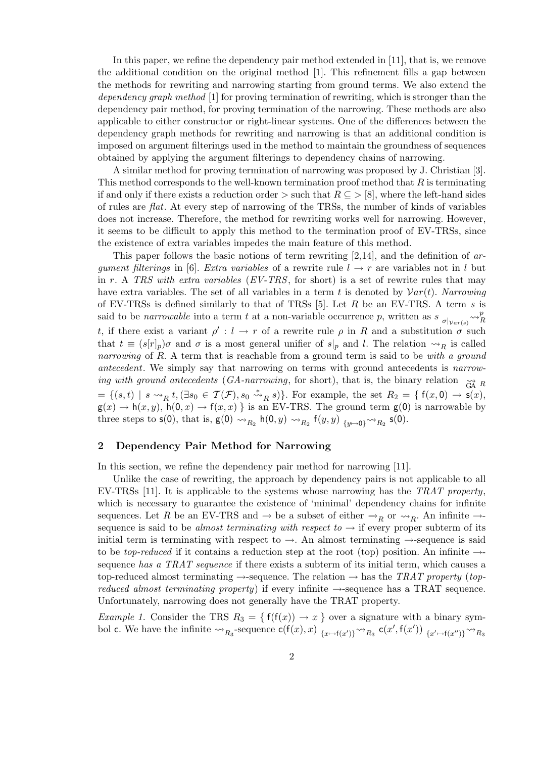In this paper, we refine the dependency pair method extended in [11], that is, we remove the additional condition on the original method [1]. This refinement fills a gap between the methods for rewriting and narrowing starting from ground terms. We also extend the *dependency graph method* [1] for proving termination of rewriting, which is stronger than the dependency pair method, for proving termination of the narrowing. These methods are also applicable to either constructor or right-linear systems. One of the differences between the dependency graph methods for rewriting and narrowing is that an additional condition is imposed on argument filterings used in the method to maintain the groundness of sequences obtained by applying the argument filterings to dependency chains of narrowing.

A similar method for proving termination of narrowing was proposed by J. Christian [3]. This method corresponds to the well-known termination proof method that $R$ is terminating if and only if there exists a reduction order $>$ such that $R \subseteq >$ [8], where the left-hand sides of rules are *flat*. At every step of narrowing of the TRSs, the number of kinds of variables does not increase. Therefore, the method for rewriting works well for narrowing. However, it seems to be difficult to apply this method to the termination proof of EV-TRSs, since the existence of extra variables impedes the main feature of this method.

This paper follows the basic notions of term rewriting [2,14], and the definition of *argument filterings* in [6]. *Extra variables* of a rewrite rule $l \to r$ are variables not in $l$ but in $r$. A *TRS with extra variables* (*EV-TRS*, for short) is a set of rewrite rules that may have extra variables. The set of all variables in a term $t$ is denoted by $\mathcal{V}ar(t)$. *Narrowing* of EV-TRSs is defined similarly to that of TRSs [5]. Let $R$ be an EV-TRS. A term $s$ is said to be *narrowable* into a term $t$ at a non-variable occurrence $p$, written as $s \ {}_{\sigma|_{\mathcal{V}ar(s)}}{\leadsto}^{p}_{R} \ t$, if there exist a variant $\rho' : l \to r$ of a rewrite rule $\rho$ in $R$ and a substitution $\sigma$ such that $t \equiv (s[r]_p)\sigma$ and $\sigma$ is a most general unifier of $s|_p$ and $l$. The relation $\leadsto_R$ is called *narrowing* of $R$. A term that is reachable from a ground term is said to be *with a ground antecedent*. We simply say that narrowing on terms with ground antecedents is *narrowing with ground antecedents* (*GA-narrowing*, for short), that is, the binary relation $\underset{\text{GA}}{\leadsto}_R = \{(s,t) \mid s \leadsto_R t, (\exists s_0 \in \mathcal{T}(\mathcal{F}), s_0 \overset{*}{\leadsto}_R s)\}$. For example, the set $R_2 = \{\, \mathsf{f}(x, \mathsf{0}) \to \mathsf{s}(x), \mathsf{g}(x) \to \mathsf{h}(x, y), \mathsf{h}(\mathsf{0}, x) \to \mathsf{f}(x, x) \,\}$ is an EV-TRS. The ground term $\mathsf{g}(\mathsf{0})$ is narrowable by three steps to $\mathsf{s}(\mathsf{0})$, that is, $\mathsf{g}(\mathsf{0}) \leadsto_{R_2} \mathsf{h}(\mathsf{0}, y) \leadsto_{R_2} \mathsf{f}(y, y) \ {}_{\{y \mapsto \mathsf{0}\}}{\leadsto}_{R_2} \mathsf{s}(\mathsf{0})$.

## 2 Dependency Pair Method for Narrowing

In this section, we refine the dependency pair method for narrowing [11].

Unlike the case of rewriting, the approach by dependency pairs is not applicable to all EV-TRSs [11]. It is applicable to the systems whose narrowing has the *TRAT property*, which is necessary to guarantee the existence of 'minimal' dependency chains for infinite sequences. Let $R$ be an EV-TRS and $\to$ be a subset of either $\rightharpoonup_R$ or $\leadsto_R$. An infinite $\to$-sequence is said to be *almost terminating with respect to* $\to$ if every proper subterm of its initial term is terminating with respect to $\to$. An almost terminating $\to$-sequence is said to be *top-reduced* if it contains a reduction step at the root (top) position. An infinite $\to$-sequence *has a TRAT sequence* if there exists a subterm of its initial term, which causes a top-reduced almost terminating $\to$-sequence. The relation $\to$ has the *TRAT property* (*top-reduced almost terminating property*) if every infinite $\to$-sequence has a TRAT sequence. Unfortunately, narrowing does not generally have the TRAT property.

*Example 1.* Consider the TRS $R_3 = \{\, \mathsf{f}(\mathsf{f}(x)) \to x \,\}$ over a signature with a binary symbol $\mathsf{c}$. We have the infinite $\leadsto_{R_3}$-sequence $\mathsf{c}(\mathsf{f}(x), x) \ {}_{\{x \mapsto \mathsf{f}(x')\}}{\leadsto}_{R_3} \ \mathsf{c}(x', \mathsf{f}(x')) \ {}_{\{x' \mapsto \mathsf{f}(x'')\}}{\leadsto}_{R_3}$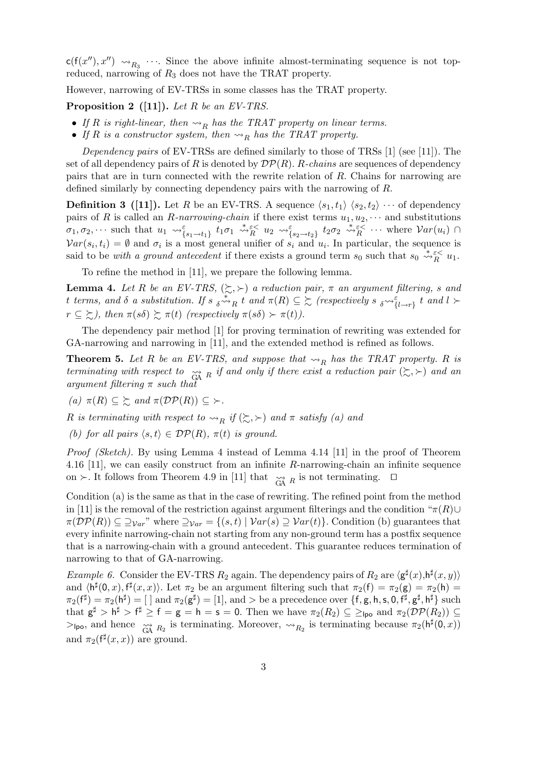$\mathsf{c}(\mathsf{f}(x''), x'') \rightsquigarrow_{R_3} \cdots$. Since the above infinite almost-terminating sequence is not top-reduced, narrowing of $R_3$ does not have the TRAT property.

However, narrowing of EV-TRSs in some classes has the TRAT property.

**Proposition 2 ([11]).** *Let $R$ be an EV-TRS.*

- *If $R$ is right-linear, then $\rightsquigarrow_R$ has the TRAT property on linear terms.*
- *If $R$ is a constructor system, then $\rightsquigarrow_R$ has the TRAT property.*

*Dependency pairs* of EV-TRSs are defined similarly to those of TRSs [1] (see [11]). The set of all dependency pairs of $R$ is denoted by $\mathcal{DP}(R)$. *$R$-chains* are sequences of dependency pairs that are in turn connected with the rewrite relation of $R$. Chains for narrowing are defined similarly by connecting dependency pairs with the narrowing of $R$.

**Definition 3 ([11]).** Let $R$ be an EV-TRS. A sequence $\langle s_1, t_1\rangle\ \langle s_2, t_2\rangle \cdots$ of dependency pairs of $R$ is called an *$R$-narrowing-chain* if there exist terms $u_1, u_2, \cdots$ and substitutions $\sigma_1, \sigma_2, \cdots$ such that $u_1 \rightsquigarrow^{\varepsilon}_{\{s_1 \to t_1\}} t_1\sigma_1 \overset{*}{\rightsquigarrow}{}^{\varepsilon<}_{R} u_2 \rightsquigarrow^{\varepsilon}_{\{s_2 \to t_2\}} t_2\sigma_2 \overset{*}{\rightsquigarrow}{}^{\varepsilon<}_{R} \cdots$ where $\mathcal{V}ar(u_i) \cap \mathcal{V}ar(s_i, t_i) = \emptyset$ and $\sigma_i$ is a most general unifier of $s_i$ and $u_i$. In particular, the sequence is said to be *with a ground antecedent* if there exists a ground term $s_0$ such that $s_0 \overset{*}{\rightsquigarrow}{}^{\varepsilon<}_{R} u_1$.

To refine the method in [11], we prepare the following lemma.

**Lemma 4.** *Let $R$ be an EV-TRS, $(\succsim, \succ)$ a reduction pair, $\pi$ an argument filtering, $s$ and $t$ terms, and $\delta$ a substitution. If $s\ {}_{\delta}\overset{*}{\rightsquigarrow}_R\ t$ and $\pi(R) \subseteq \succsim$ (respectively $s\ {}_{\delta}\rightsquigarrow^{\varepsilon}_{\{l \to r\}}\ t$ and $l \succ r \subseteq \succsim$), then $\pi(s\delta) \succsim \pi(t)$ (respectively $\pi(s\delta) \succ \pi(t)$).*

The dependency pair method [1] for proving termination of rewriting was extended for GA-narrowing and narrowing in [11], and the extended method is refined as follows.

**Theorem 5.** *Let $R$ be an EV-TRS, and suppose that $\rightsquigarrow_R$ has the TRAT property. $R$ is terminating with respect to $\underset{\text{GA}}{\rightsquigarrow}_R$ if and only if there exist a reduction pair $(\succsim, \succ)$ and an argument filtering $\pi$ such that*

*(a) $\pi(R) \subseteq \succsim$ and $\pi(\mathcal{DP}(R)) \subseteq \succ$.*

*$R$ is terminating with respect to $\rightsquigarrow_R$ if $(\succsim, \succ)$ and $\pi$ satisfy (a) and*

*(b) for all pairs $\langle s, t\rangle \in \mathcal{DP}(R)$, $\pi(t)$ is ground.*

*Proof (Sketch).* By using Lemma 4 instead of Lemma 4.14 [11] in the proof of Theorem 4.16 [11], we can easily construct from an infinite $R$-narrowing-chain an infinite sequence on $\succ$. It follows from Theorem 4.9 in [11] that $\underset{\text{GA}}{\rightsquigarrow}_R$ is not terminating. $\square$

Condition (a) is the same as that in the case of rewriting. The refined point from the method in [11] is the removal of the restriction against argument filterings and the condition "$\pi(R) \cup \pi(\mathcal{DP}(R)) \subseteq \supseteq_{\mathcal{V}ar}$" where $\supseteq_{\mathcal{V}ar} = \{(s, t) \mid \mathcal{V}ar(s) \supseteq \mathcal{V}ar(t)\}$. Condition (b) guarantees that every infinite narrowing-chain not starting from any non-ground term has a postfix sequence that is a narrowing-chain with a ground antecedent. This guarantee reduces termination of narrowing to that of GA-narrowing.

*Example 6.* Consider the EV-TRS $R_2$ again. The dependency pairs of $R_2$ are $\langle \mathsf{g}^\sharp(x), \mathsf{h}^\sharp(x, y)\rangle$ and $\langle \mathsf{h}^\sharp(\mathsf{0}, x), \mathsf{f}^\sharp(x, x)\rangle$. Let $\pi_2$ be an argument filtering such that $\pi_2(\mathsf{f}) = \pi_2(\mathsf{g}) = \pi_2(\mathsf{h}) = \pi_2(\mathsf{f}^\sharp) = \pi_2(\mathsf{h}^\sharp) = [\,]$ and $\pi_2(\mathsf{g}^\sharp) = [1]$, and $>$ be a precedence over $\{\mathsf{f}, \mathsf{g}, \mathsf{h}, \mathsf{s}, \mathsf{0}, \mathsf{f}^\sharp, \mathsf{g}^\sharp, \mathsf{h}^\sharp\}$ such that $\mathsf{g}^\sharp > \mathsf{h}^\sharp > \mathsf{f}^\sharp \geq \mathsf{f} = \mathsf{g} = \mathsf{h} = \mathsf{s} = \mathsf{0}$. Then we have $\pi_2(R_2) \subseteq \geq_{\mathsf{lpo}}$ and $\pi_2(\mathcal{DP}(R_2)) \subseteq >_{\mathsf{lpo}}$, and hence $\underset{\text{GA}}{\rightsquigarrow}_{R_2}$ is terminating. Moreover, $\rightsquigarrow_{R_2}$ is terminating because $\pi_2(\mathsf{h}^\sharp(\mathsf{0}, x))$ and $\pi_2(\mathsf{f}^\sharp(x, x))$ are ground.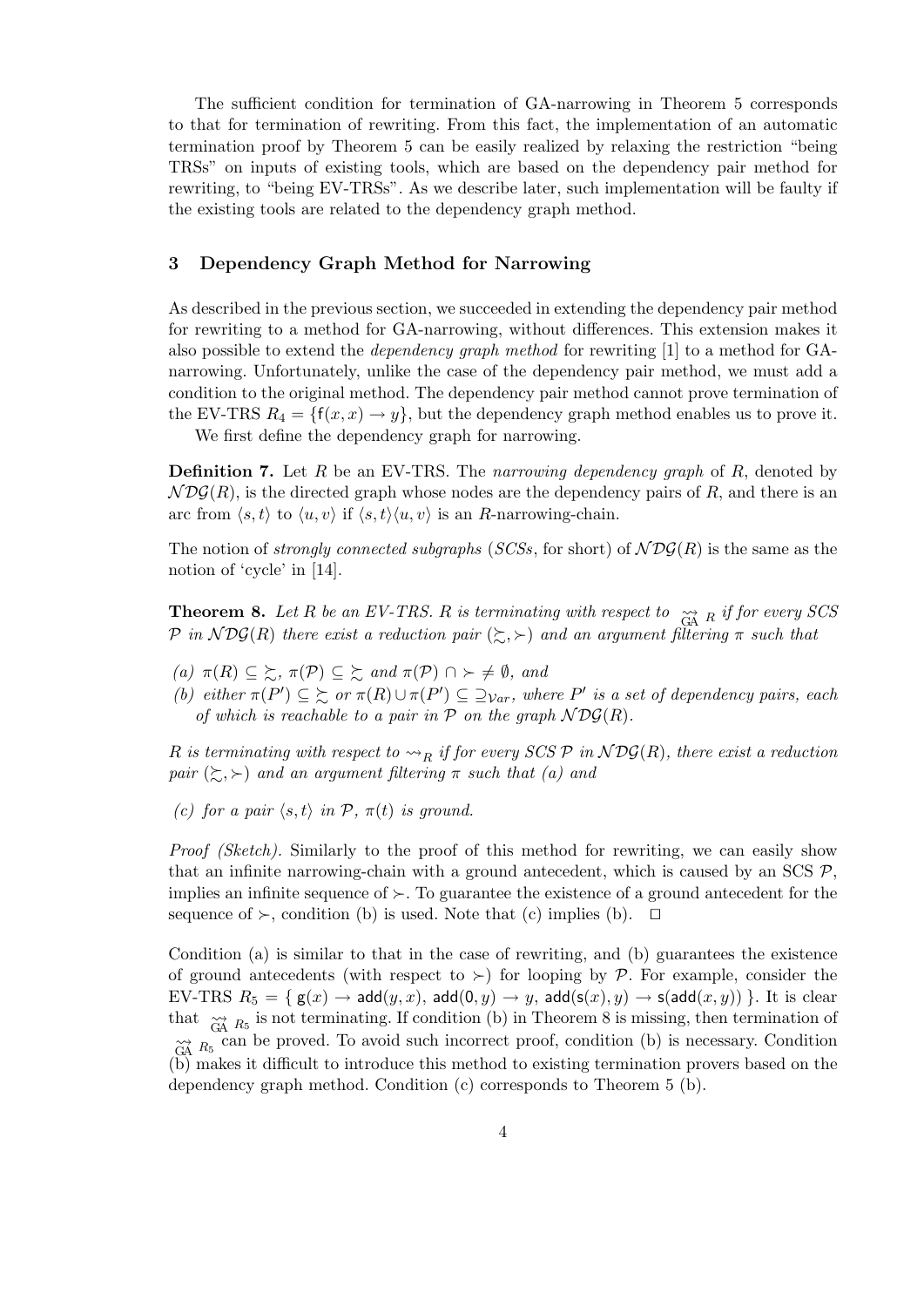The sufficient condition for termination of GA-narrowing in Theorem 5 corresponds to that for termination of rewriting. From this fact, the implementation of an automatic termination proof by Theorem 5 can be easily realized by relaxing the restriction "being TRSs" on inputs of existing tools, which are based on the dependency pair method for rewriting, to "being EV-TRSs". As we describe later, such implementation will be faulty if the existing tools are related to the dependency graph method.

## 3 Dependency Graph Method for Narrowing

As described in the previous section, we succeeded in extending the dependency pair method for rewriting to a method for GA-narrowing, without differences. This extension makes it also possible to extend the *dependency graph method* for rewriting [1] to a method for GA-narrowing. Unfortunately, unlike the case of the dependency pair method, we must add a condition to the original method. The dependency pair method cannot prove termination of the EV-TRS $R_4 = \{\mathsf{f}(x,x) \to y\}$, but the dependency graph method enables us to prove it.

We first define the dependency graph for narrowing.

**Definition 7.** Let $R$ be an EV-TRS. The *narrowing dependency graph* of $R$, denoted by $\mathcal{NDG}(R)$, is the directed graph whose nodes are the dependency pairs of $R$, and there is an arc from $\langle s,t\rangle$ to $\langle u,v\rangle$ if $\langle s,t\rangle\langle u,v\rangle$ is an $R$-narrowing-chain.

The notion of *strongly connected subgraphs* (*SCSs*, for short) of $\mathcal{NDG}(R)$ is the same as the notion of 'cycle' in [14].

**Theorem 8.** *Let $R$ be an EV-TRS. $R$ is terminating with respect to $\underset{\mathrm{GA}}{\leadsto}_R$ if for every SCS $\mathcal{P}$ in $\mathcal{NDG}(R)$ there exist a reduction pair $(\succsim, \succ)$ and an argument filtering $\pi$ such that*

*(a) $\pi(R) \subseteq \succsim$, $\pi(\mathcal{P}) \subseteq \succsim$ and $\pi(\mathcal{P}) \cap \succ \neq \emptyset$, and*
*(b) either $\pi(P') \subseteq \succsim$ or $\pi(R) \cup \pi(P') \subseteq \supseteq_{\mathcal{V}ar}$, where $P'$ is a set of dependency pairs, each of which is reachable to a pair in $\mathcal{P}$ on the graph $\mathcal{NDG}(R)$.*

*$R$ is terminating with respect to $\leadsto_R$ if for every SCS $\mathcal{P}$ in $\mathcal{NDG}(R)$, there exist a reduction pair $(\succsim, \succ)$ and an argument filtering $\pi$ such that (a) and*

*(c) for a pair $\langle s,t\rangle$ in $\mathcal{P}$, $\pi(t)$ is ground.*

*Proof (Sketch).* Similarly to the proof of this method for rewriting, we can easily show that an infinite narrowing-chain with a ground antecedent, which is caused by an SCS $\mathcal{P}$, implies an infinite sequence of $\succ$. To guarantee the existence of a ground antecedent for the sequence of $\succ$, condition (b) is used. Note that (c) implies (b). $\square$

Condition (a) is similar to that in the case of rewriting, and (b) guarantees the existence of ground antecedents (with respect to $\succ$) for looping by $\mathcal{P}$. For example, consider the EV-TRS $R_5 = \{\ \mathsf{g}(x) \to \mathsf{add}(y,x),\ \mathsf{add}(\mathsf{0},y) \to y,\ \mathsf{add}(\mathsf{s}(x),y) \to \mathsf{s}(\mathsf{add}(x,y))\ \}$. It is clear that $\underset{\mathrm{GA}}{\leadsto}_{R_5}$ is not terminating. If condition (b) in Theorem 8 is missing, then termination of $\underset{\mathrm{GA}}{\leadsto}_{R_5}$ can be proved. To avoid such incorrect proof, condition (b) is necessary. Condition (b) makes it difficult to introduce this method to existing termination provers based on the dependency graph method. Condition (c) corresponds to Theorem 5 (b).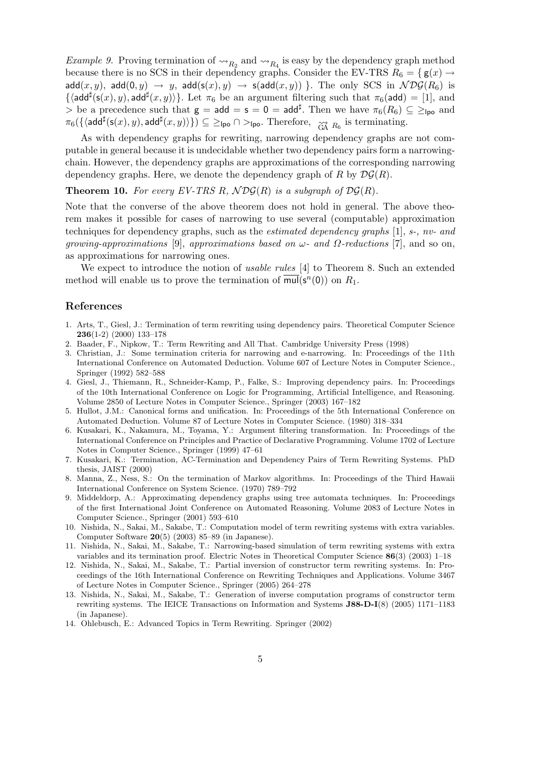*Example 9.* Proving termination of $\rightsquigarrow_{R_2}$ and $\rightsquigarrow_{R_4}$ is easy by the dependency graph method because there is no SCS in their dependency graphs. Consider the EV-TRS $R_6 = \{\, \mathsf{g}(x) \rightarrow \mathsf{add}(x,y),\ \mathsf{add}(\mathsf{0},y) \rightarrow y,\ \mathsf{add}(\mathsf{s}(x),y) \rightarrow \mathsf{s}(\mathsf{add}(x,y))\,\}$. The only SCS in $\mathcal{NDG}(R_6)$ is $\{\langle \mathsf{add}^\sharp(\mathsf{s}(x),y), \mathsf{add}^\sharp(x,y)\rangle\}$. Let $\pi_6$ be an argument filtering such that $\pi_6(\mathsf{add}) = [1]$, and $>$ be a precedence such that $\mathsf{g} = \mathsf{add} = \mathsf{s} = \mathsf{0} = \mathsf{add}^\sharp$. Then we have $\pi_6(R_6) \subseteq \geq_{\mathsf{lpo}}$ and $\pi_6(\{\langle \mathsf{add}^\sharp(\mathsf{s}(x),y), \mathsf{add}^\sharp(x,y)\rangle\}) \subseteq \geq_{\mathsf{lpo}} \cap >_{\mathsf{lpo}}$. Therefore, $\underset{\mathrm{GA}}{\rightsquigarrow}_{R_6}$ is terminating.

As with dependency graphs for rewriting, narrowing dependency graphs are not computable in general because it is undecidable whether two dependency pairs form a narrowing-chain. However, the dependency graphs are approximations of the corresponding narrowing dependency graphs. Here, we denote the dependency graph of $R$ by $\mathcal{DG}(R)$.

**Theorem 10.** *For every EV-TRS $R$, $\mathcal{NDG}(R)$ is a subgraph of $\mathcal{DG}(R)$.*

Note that the converse of the above theorem does not hold in general. The above theorem makes it possible for cases of narrowing to use several (computable) approximation techniques for dependency graphs, such as the *estimated dependency graphs* [1], *s-, nv- and growing-approximations* [9], *approximations based on $\omega$- and $\Omega$-reductions* [7], and so on, as approximations for narrowing ones.

We expect to introduce the notion of *usable rules* [4] to Theorem 8. Such an extended method will enable us to prove the termination of $\overline{\mathsf{mul}}(\mathsf{s}^n(\mathsf{0}))$ on $R_1$.

## References

1. Arts, T., Giesl, J.: Termination of term rewriting using dependency pairs. Theoretical Computer Science **236**(1-2) (2000) 133–178
2. Baader, F., Nipkow, T.: Term Rewriting and All That. Cambridge University Press (1998)
3. Christian, J.: Some termination criteria for narrowing and e-narrowing. In: Proceedings of the 11th International Conference on Automated Deduction. Volume 607 of Lecture Notes in Computer Science., Springer (1992) 582–588
4. Giesl, J., Thiemann, R., Schneider-Kamp, P., Falke, S.: Improving dependency pairs. In: Proceedings of the 10th International Conference on Logic for Programming, Artificial Intelligence, and Reasoning. Volume 2850 of Lecture Notes in Computer Science., Springer (2003) 167–182
5. Hullot, J.M.: Canonical forms and unification. In: Proceedings of the 5th International Conference on Automated Deduction. Volume 87 of Lecture Notes in Computer Science. (1980) 318–334
6. Kusakari, K., Nakamura, M., Toyama, Y.: Argument filtering transformation. In: Proceedings of the International Conference on Principles and Practice of Declarative Programming. Volume 1702 of Lecture Notes in Computer Science., Springer (1999) 47–61
7. Kusakari, K.: Termination, AC-Termination and Dependency Pairs of Term Rewriting Systems. PhD thesis, JAIST (2000)
8. Manna, Z., Ness, S.: On the termination of Markov algorithms. In: Proceedings of the Third Hawaii International Conference on System Science. (1970) 789–792
9. Middeldorp, A.: Approximating dependency graphs using tree automata techniques. In: Proceedings of the first International Joint Conference on Automated Reasoning. Volume 2083 of Lecture Notes in Computer Science., Springer (2001) 593–610
10. Nishida, N., Sakai, M., Sakabe, T.: Computation model of term rewriting systems with extra variables. Computer Software **20**(5) (2003) 85–89 (in Japanese).
11. Nishida, N., Sakai, M., Sakabe, T.: Narrowing-based simulation of term rewriting systems with extra variables and its termination proof. Electric Notes in Theoretical Computer Science **86**(3) (2003) 1–18
12. Nishida, N., Sakai, M., Sakabe, T.: Partial inversion of constructor term rewriting systems. In: Proceedings of the 16th International Conference on Rewriting Techniques and Applications. Volume 3467 of Lecture Notes in Computer Science., Springer (2005) 264–278
13. Nishida, N., Sakai, M., Sakabe, T.: Generation of inverse computation programs of constructor term rewriting systems. The IEICE Transactions on Information and Systems **J88-D-I**(8) (2005) 1171–1183 (in Japanese).
14. Ohlebusch, E.: Advanced Topics in Term Rewriting. Springer (2002)